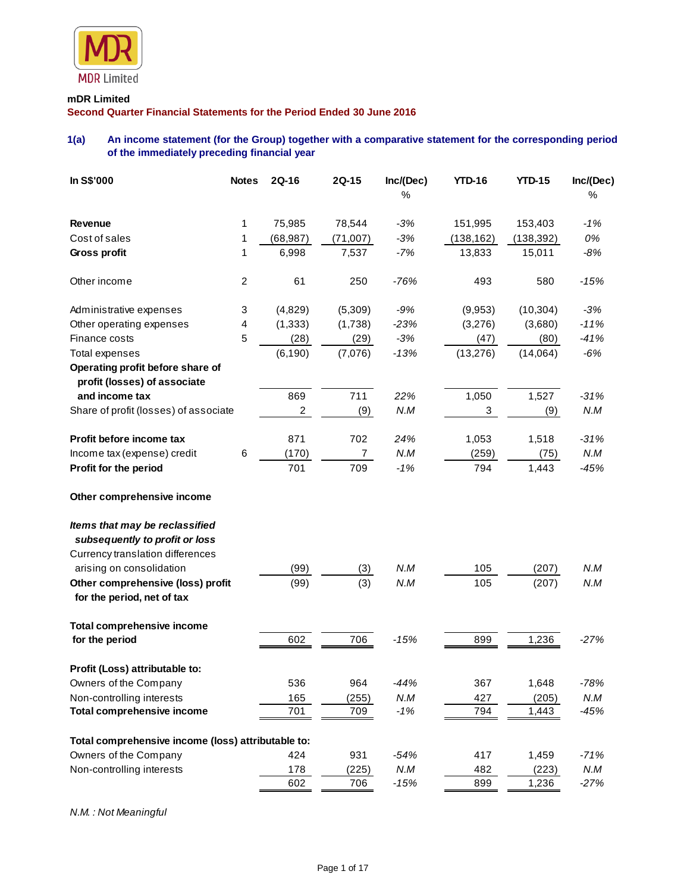MDR Limited

**mDR Limited**

**Second Quarter Financial Statements for the Period Ended 30 June 2016**

### 1(a) An income statement (for the Group) together with a comparative statement for the corresponding period of the immediately preceding financial year

| In S$'000 | Notes | 2Q-16 | 2Q-15 | Inc/(Dec) % | YTD-16 | YTD-15 | Inc/(Dec) % |
|---|---|---|---|---|---|---|---|
| **Revenue** | 1 | 75,985 | 78,544 | -3% | 151,995 | 153,403 | -1% |
| Cost of sales | 1 | (68,987) | (71,007) | -3% | (138,162) | (138,392) | 0% |
| **Gross profit** | 1 | 6,998 | 7,537 | -7% | 13,833 | 15,011 | -8% |
| Other income | 2 | 61 | 250 | -76% | 493 | 580 | -15% |
| Administrative expenses | 3 | (4,829) | (5,309) | -9% | (9,953) | (10,304) | -3% |
| Other operating expenses | 4 | (1,333) | (1,738) | -23% | (3,276) | (3,680) | -11% |
| Finance costs | 5 | (28) | (29) | -3% | (47) | (80) | -41% |
| Total expenses | | (6,190) | (7,076) | -13% | (13,276) | (14,064) | -6% |
| **Operating profit before share of profit (losses) of associate and income tax** | | 869 | 711 | 22% | 1,050 | 1,527 | -31% |
| Share of profit (losses) of associate | | 2 | (9) | N.M | 3 | (9) | N.M |
| **Profit before income tax** | | 871 | 702 | 24% | 1,053 | 1,518 | -31% |
| Income tax (expense) credit | 6 | (170) | 7 | N.M | (259) | (75) | N.M |
| **Profit for the period** | | 701 | 709 | -1% | 794 | 1,443 | -45% |
| **Other comprehensive income** | | | | | | | |
| ***Items that may be reclassified subsequently to profit or loss*** | | | | | | | |
| Currency translation differences arising on consolidation | | (99) | (3) | N.M | 105 | (207) | N.M |
| **Other comprehensive (loss) profit for the period, net of tax** | | (99) | (3) | N.M | 105 | (207) | N.M |
| **Total comprehensive income for the period** | | 602 | 706 | -15% | 899 | 1,236 | -27% |
| **Profit (Loss) attributable to:** | | | | | | | |
| Owners of the Company | | 536 | 964 | -44% | 367 | 1,648 | -78% |
| Non-controlling interests | | 165 | (255) | N.M | 427 | (205) | N.M |
| **Total comprehensive income** | | 701 | 709 | -1% | 794 | 1,443 | -45% |
| **Total comprehensive income (loss) attributable to:** | | | | | | | |
| Owners of the Company | | 424 | 931 | -54% | 417 | 1,459 | -71% |
| Non-controlling interests | | 178 | (225) | N.M | 482 | (223) | N.M |
| | | 602 | 706 | -15% | 899 | 1,236 | -27% |

*N.M. : Not Meaningful*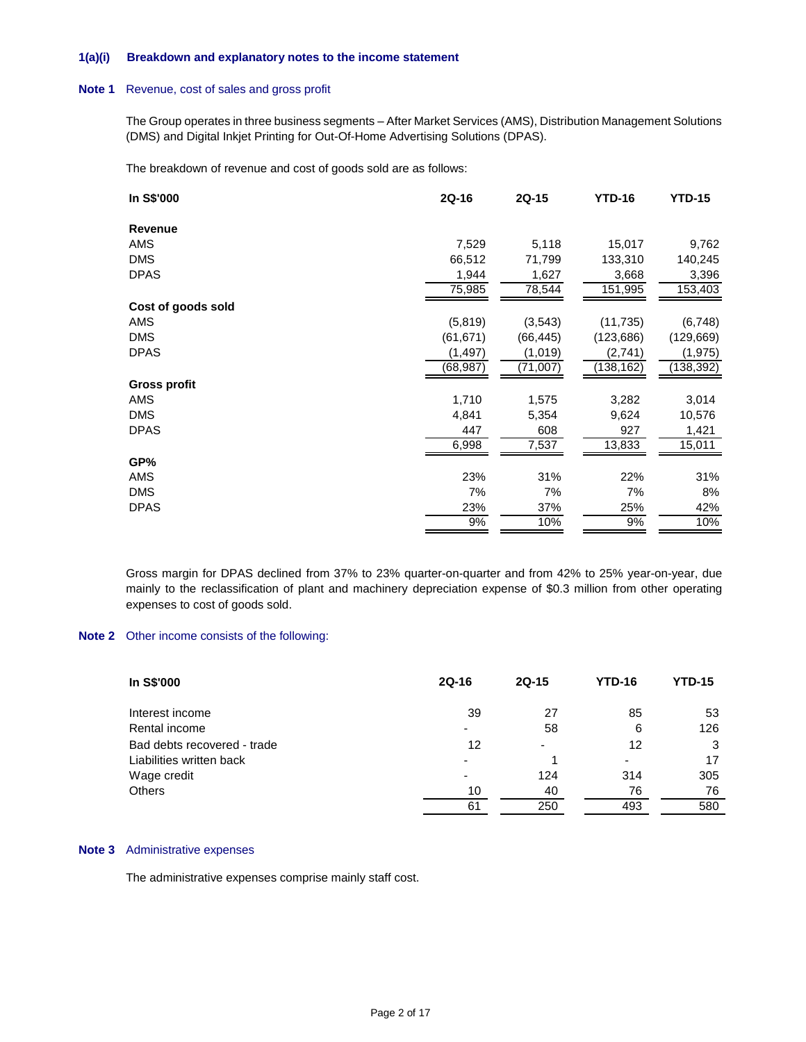### 1(a)(i) Breakdown and explanatory notes to the income statement

**Note 1** Revenue, cost of sales and gross profit

The Group operates in three business segments – After Market Services (AMS), Distribution Management Solutions (DMS) and Digital Inkjet Printing for Out-Of-Home Advertising Solutions (DPAS).

The breakdown of revenue and cost of goods sold are as follows:

| In S$'000 | 2Q-16 | 2Q-15 | YTD-16 | YTD-15 |
|---|---|---|---|---|
| **Revenue** | | | | |
| AMS | 7,529 | 5,118 | 15,017 | 9,762 |
| DMS | 66,512 | 71,799 | 133,310 | 140,245 |
| DPAS | 1,944 | 1,627 | 3,668 | 3,396 |
| | 75,985 | 78,544 | 151,995 | 153,403 |
| **Cost of goods sold** | | | | |
| AMS | (5,819) | (3,543) | (11,735) | (6,748) |
| DMS | (61,671) | (66,445) | (123,686) | (129,669) |
| DPAS | (1,497) | (1,019) | (2,741) | (1,975) |
| | (68,987) | (71,007) | (138,162) | (138,392) |
| **Gross profit** | | | | |
| AMS | 1,710 | 1,575 | 3,282 | 3,014 |
| DMS | 4,841 | 5,354 | 9,624 | 10,576 |
| DPAS | 447 | 608 | 927 | 1,421 |
| | 6,998 | 7,537 | 13,833 | 15,011 |
| **GP%** | | | | |
| AMS | 23% | 31% | 22% | 31% |
| DMS | 7% | 7% | 7% | 8% |
| DPAS | 23% | 37% | 25% | 42% |
| | 9% | 10% | 9% | 10% |

Gross margin for DPAS declined from 37% to 23% quarter-on-quarter and from 42% to 25% year-on-year, due mainly to the reclassification of plant and machinery depreciation expense of $0.3 million from other operating expenses to cost of goods sold.

**Note 2** Other income consists of the following:

| In S$'000 | 2Q-16 | 2Q-15 | YTD-16 | YTD-15 |
|---|---|---|---|---|
| Interest income | 39 | 27 | 85 | 53 |
| Rental income | - | 58 | 6 | 126 |
| Bad debts recovered - trade | 12 | - | 12 | 3 |
| Liabilities written back | - | 1 | - | 17 |
| Wage credit | - | 124 | 314 | 305 |
| Others | 10 | 40 | 76 | 76 |
| | 61 | 250 | 493 | 580 |

**Note 3** Administrative expenses

The administrative expenses comprise mainly staff cost.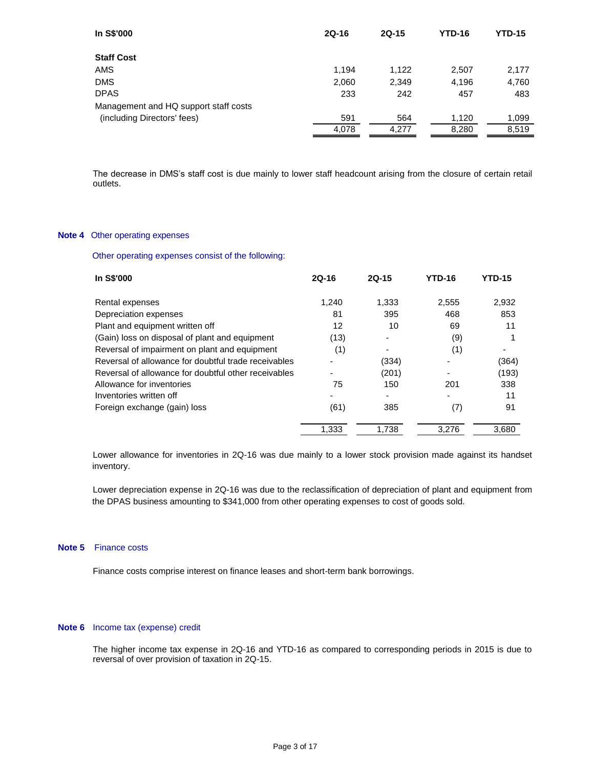| In S$'000 | 2Q-16 | 2Q-15 | YTD-16 | YTD-15 |
|---|---|---|---|---|
| **Staff Cost** | | | | |
| AMS | 1,194 | 1,122 | 2,507 | 2,177 |
| DMS | 2,060 | 2,349 | 4,196 | 4,760 |
| DPAS | 233 | 242 | 457 | 483 |
| Management and HQ support staff costs (including Directors' fees) | 591 | 564 | 1,120 | 1,099 |
| | 4,078 | 4,277 | 8,280 | 8,519 |

The decrease in DMS's staff cost is due mainly to lower staff headcount arising from the closure of certain retail outlets.

**Note 4** Other operating expenses

Other operating expenses consist of the following:

| In S$'000 | 2Q-16 | 2Q-15 | YTD-16 | YTD-15 |
|---|---|---|---|---|
| Rental expenses | 1,240 | 1,333 | 2,555 | 2,932 |
| Depreciation expenses | 81 | 395 | 468 | 853 |
| Plant and equipment written off | 12 | 10 | 69 | 11 |
| (Gain) loss on disposal of plant and equipment | (13) | - | (9) | 1 |
| Reversal of impairment on plant and equipment | (1) | - | (1) | - |
| Reversal of allowance for doubtful trade receivables | - | (334) | - | (364) |
| Reversal of allowance for doubtful other receivables | - | (201) | - | (193) |
| Allowance for inventories | 75 | 150 | 201 | 338 |
| Inventories written off | - | - | - | 11 |
| Foreign exchange (gain) loss | (61) | 385 | (7) | 91 |
| | 1,333 | 1,738 | 3,276 | 3,680 |

Lower allowance for inventories in 2Q-16 was due mainly to a lower stock provision made against its handset inventory.

Lower depreciation expense in 2Q-16 was due to the reclassification of depreciation of plant and equipment from the DPAS business amounting to $341,000 from other operating expenses to cost of goods sold.

**Note 5** Finance costs

Finance costs comprise interest on finance leases and short-term bank borrowings.

**Note 6** Income tax (expense) credit

The higher income tax expense in 2Q-16 and YTD-16 as compared to corresponding periods in 2015 is due to reversal of over provision of taxation in 2Q-15.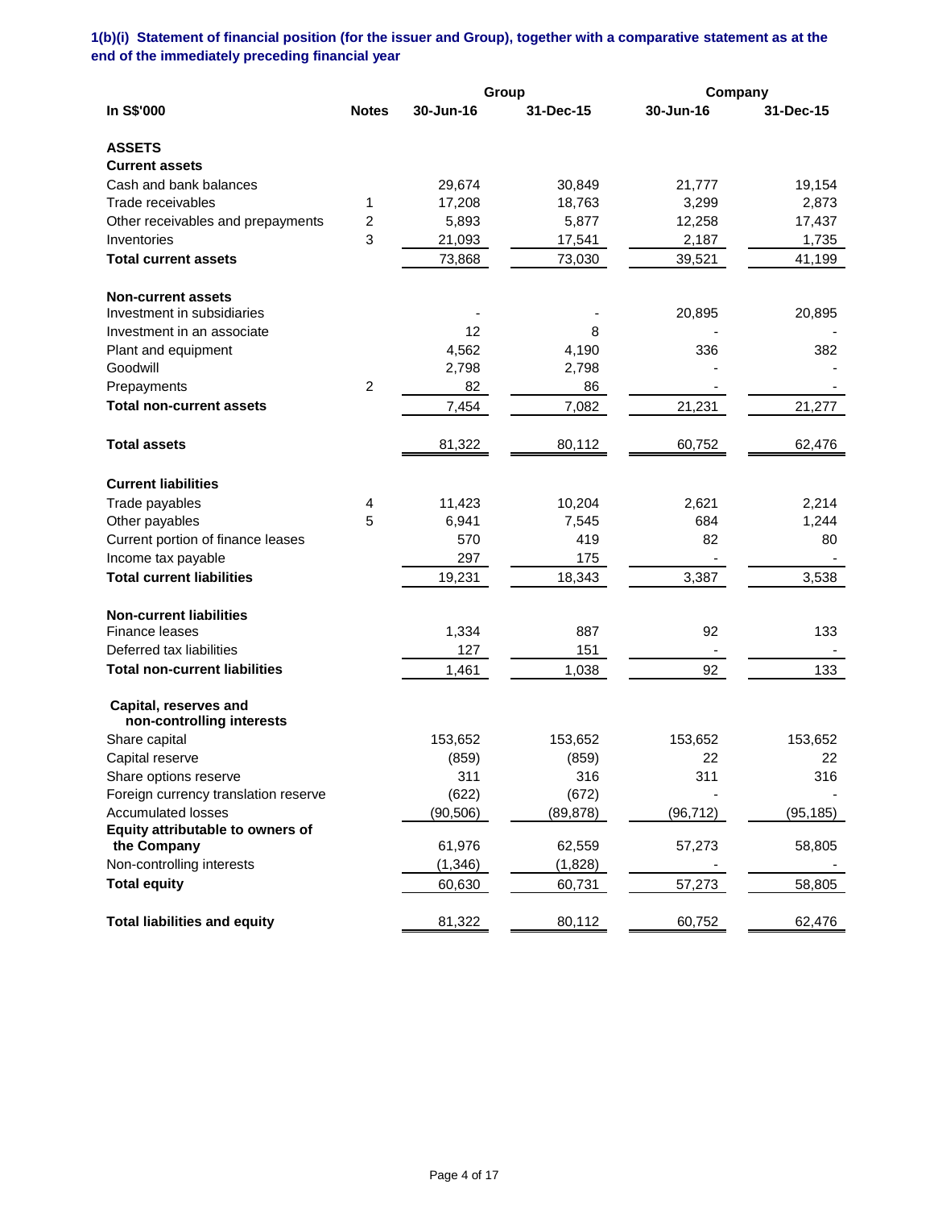### 1(b)(i) Statement of financial position (for the issuer and Group), together with a comparative statement as at the end of the immediately preceding financial year

| In S$'000 | Notes | Group 30-Jun-16 | Group 31-Dec-15 | Company 30-Jun-16 | Company 31-Dec-15 |
|---|---|---|---|---|---|
| **ASSETS** | | | | | |
| **Current assets** | | | | | |
| Cash and bank balances | | 29,674 | 30,849 | 21,777 | 19,154 |
| Trade receivables | 1 | 17,208 | 18,763 | 3,299 | 2,873 |
| Other receivables and prepayments | 2 | 5,893 | 5,877 | 12,258 | 17,437 |
| Inventories | 3 | 21,093 | 17,541 | 2,187 | 1,735 |
| **Total current assets** | | 73,868 | 73,030 | 39,521 | 41,199 |
| **Non-current assets** | | | | | |
| Investment in subsidiaries | | - | - | 20,895 | 20,895 |
| Investment in an associate | | 12 | 8 | - | - |
| Plant and equipment | | 4,562 | 4,190 | 336 | 382 |
| Goodwill | | 2,798 | 2,798 | - | - |
| Prepayments | 2 | 82 | 86 | - | - |
| **Total non-current assets** | | 7,454 | 7,082 | 21,231 | 21,277 |
| **Total assets** | | 81,322 | 80,112 | 60,752 | 62,476 |
| **Current liabilities** | | | | | |
| Trade payables | 4 | 11,423 | 10,204 | 2,621 | 2,214 |
| Other payables | 5 | 6,941 | 7,545 | 684 | 1,244 |
| Current portion of finance leases | | 570 | 419 | 82 | 80 |
| Income tax payable | | 297 | 175 | - | - |
| **Total current liabilities** | | 19,231 | 18,343 | 3,387 | 3,538 |
| **Non-current liabilities** | | | | | |
| Finance leases | | 1,334 | 887 | 92 | 133 |
| Deferred tax liabilities | | 127 | 151 | - | - |
| **Total non-current liabilities** | | 1,461 | 1,038 | 92 | 133 |
| **Capital, reserves and non-controlling interests** | | | | | |
| Share capital | | 153,652 | 153,652 | 153,652 | 153,652 |
| Capital reserve | | (859) | (859) | 22 | 22 |
| Share options reserve | | 311 | 316 | 311 | 316 |
| Foreign currency translation reserve | | (622) | (672) | - | - |
| Accumulated losses | | (90,506) | (89,878) | (96,712) | (95,185) |
| **Equity attributable to owners of the Company** | | 61,976 | 62,559 | 57,273 | 58,805 |
| Non-controlling interests | | (1,346) | (1,828) | - | - |
| **Total equity** | | 60,630 | 60,731 | 57,273 | 58,805 |
| **Total liabilities and equity** | | 81,322 | 80,112 | 60,752 | 62,476 |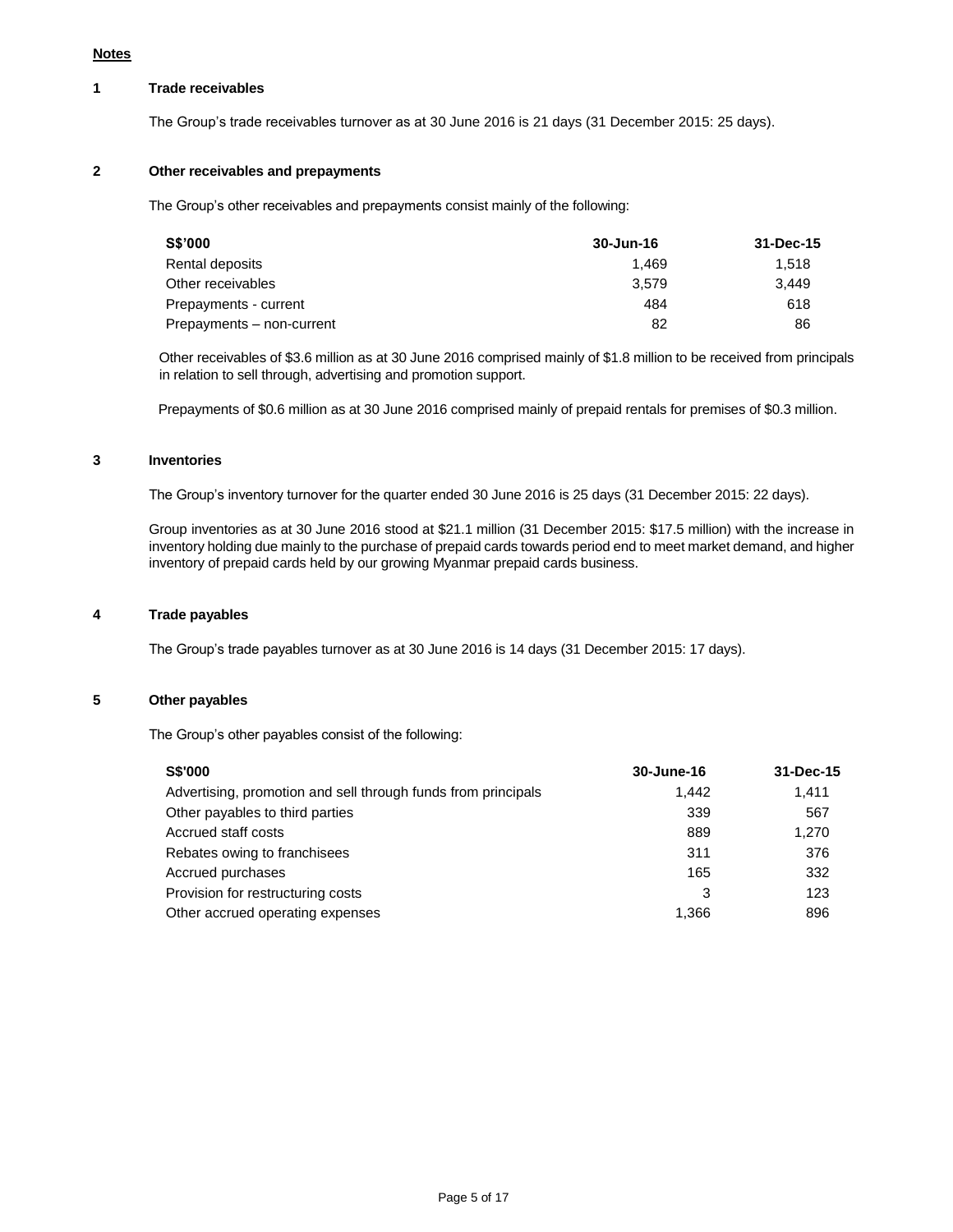**Notes**

**1 Trade receivables**

The Group's trade receivables turnover as at 30 June 2016 is 21 days (31 December 2015: 25 days).

**2 Other receivables and prepayments**

The Group's other receivables and prepayments consist mainly of the following:

| S$'000 | 30-Jun-16 | 31-Dec-15 |
|---|---|---|
| Rental deposits | 1,469 | 1,518 |
| Other receivables | 3,579 | 3,449 |
| Prepayments - current | 484 | 618 |
| Prepayments – non-current | 82 | 86 |

Other receivables of $3.6 million as at 30 June 2016 comprised mainly of $1.8 million to be received from principals in relation to sell through, advertising and promotion support.

Prepayments of $0.6 million as at 30 June 2016 comprised mainly of prepaid rentals for premises of $0.3 million.

**3 Inventories**

The Group's inventory turnover for the quarter ended 30 June 2016 is 25 days (31 December 2015: 22 days).

Group inventories as at 30 June 2016 stood at $21.1 million (31 December 2015: $17.5 million) with the increase in inventory holding due mainly to the purchase of prepaid cards towards period end to meet market demand, and higher inventory of prepaid cards held by our growing Myanmar prepaid cards business.

**4 Trade payables**

The Group's trade payables turnover as at 30 June 2016 is 14 days (31 December 2015: 17 days).

**5 Other payables**

The Group's other payables consist of the following:

| S$'000 | 30-June-16 | 31-Dec-15 |
|---|---|---|
| Advertising, promotion and sell through funds from principals | 1,442 | 1,411 |
| Other payables to third parties | 339 | 567 |
| Accrued staff costs | 889 | 1,270 |
| Rebates owing to franchisees | 311 | 376 |
| Accrued purchases | 165 | 332 |
| Provision for restructuring costs | 3 | 123 |
| Other accrued operating expenses | 1,366 | 896 |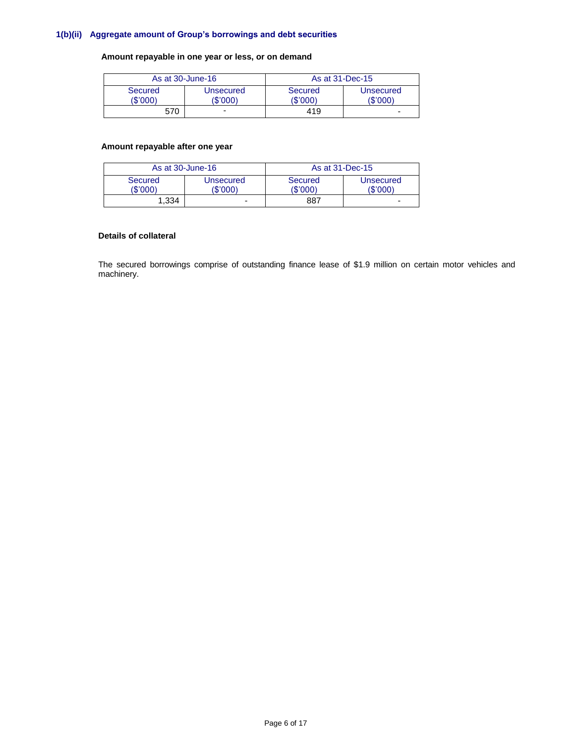### 1(b)(ii) Aggregate amount of Group's borrowings and debt securities

**Amount repayable in one year or less, or on demand**

| As at 30-June-16 | | As at 31-Dec-15 | |
|---|---|---|---|
| Secured ($'000) | Unsecured ($'000) | Secured ($'000) | Unsecured ($'000) |
| 570 | - | 419 | - |

**Amount repayable after one year**

| As at 30-June-16 | | As at 31-Dec-15 | |
|---|---|---|---|
| Secured ($'000) | Unsecured ($'000) | Secured ($'000) | Unsecured ($'000) |
| 1,334 | - | 887 | - |

**Details of collateral**

The secured borrowings comprise of outstanding finance lease of $1.9 million on certain motor vehicles and machinery.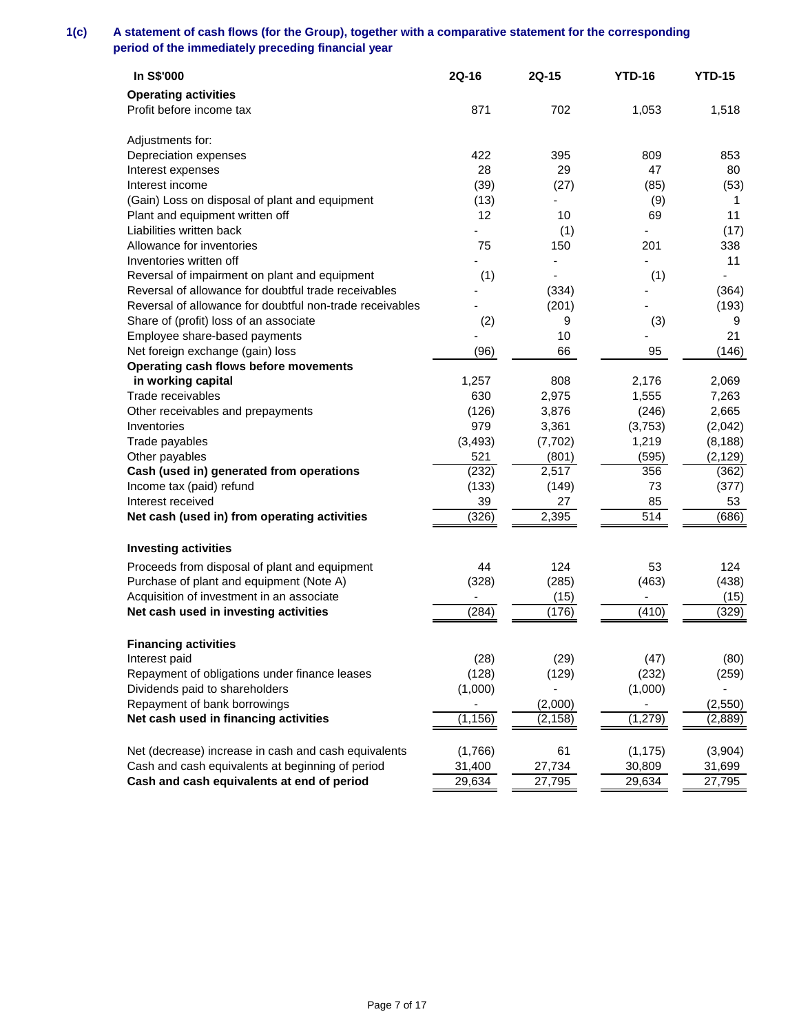## 1(c) A statement of cash flows (for the Group), together with a comparative statement for the corresponding period of the immediately preceding financial year

| In S$'000 | 2Q-16 | 2Q-15 | YTD-16 | YTD-15 |
|---|---|---|---|---|
| **Operating activities** | | | | |
| Profit before income tax | 871 | 702 | 1,053 | 1,518 |
| | | | | |
| Adjustments for: | | | | |
| Depreciation expenses | 422 | 395 | 809 | 853 |
| Interest expenses | 28 | 29 | 47 | 80 |
| Interest income | (39) | (27) | (85) | (53) |
| (Gain) Loss on disposal of plant and equipment | (13) | - | (9) | 1 |
| Plant and equipment written off | 12 | 10 | 69 | 11 |
| Liabilities written back | - | (1) | - | (17) |
| Allowance for inventories | 75 | 150 | 201 | 338 |
| Inventories written off | - | - | - | 11 |
| Reversal of impairment on plant and equipment | (1) | - | (1) | - |
| Reversal of allowance for doubtful trade receivables | - | (334) | - | (364) |
| Reversal of allowance for doubtful non-trade receivables | - | (201) | - | (193) |
| Share of (profit) loss of an associate | (2) | 9 | (3) | 9 |
| Employee share-based payments | - | 10 | - | 21 |
| Net foreign exchange (gain) loss | (96) | 66 | 95 | (146) |
| **Operating cash flows before movements in working capital** | 1,257 | 808 | 2,176 | 2,069 |
| Trade receivables | 630 | 2,975 | 1,555 | 7,263 |
| Other receivables and prepayments | (126) | 3,876 | (246) | 2,665 |
| Inventories | 979 | 3,361 | (3,753) | (2,042) |
| Trade payables | (3,493) | (7,702) | 1,219 | (8,188) |
| Other payables | 521 | (801) | (595) | (2,129) |
| **Cash (used in) generated from operations** | (232) | 2,517 | 356 | (362) |
| Income tax (paid) refund | (133) | (149) | 73 | (377) |
| Interest received | 39 | 27 | 85 | 53 |
| **Net cash (used in) from operating activities** | (326) | 2,395 | 514 | (686) |
| | | | | |
| **Investing activities** | | | | |
| Proceeds from disposal of plant and equipment | 44 | 124 | 53 | 124 |
| Purchase of plant and equipment (Note A) | (328) | (285) | (463) | (438) |
| Acquisition of investment in an associate | - | (15) | - | (15) |
| **Net cash used in investing activities** | (284) | (176) | (410) | (329) |
| | | | | |
| **Financing activities** | | | | |
| Interest paid | (28) | (29) | (47) | (80) |
| Repayment of obligations under finance leases | (128) | (129) | (232) | (259) |
| Dividends paid to shareholders | (1,000) | - | (1,000) | - |
| Repayment of bank borrowings | - | (2,000) | - | (2,550) |
| **Net cash used in financing activities** | (1,156) | (2,158) | (1,279) | (2,889) |
| | | | | |
| Net (decrease) increase in cash and cash equivalents | (1,766) | 61 | (1,175) | (3,904) |
| Cash and cash equivalents at beginning of period | 31,400 | 27,734 | 30,809 | 31,699 |
| **Cash and cash equivalents at end of period** | 29,634 | 27,795 | 29,634 | 27,795 |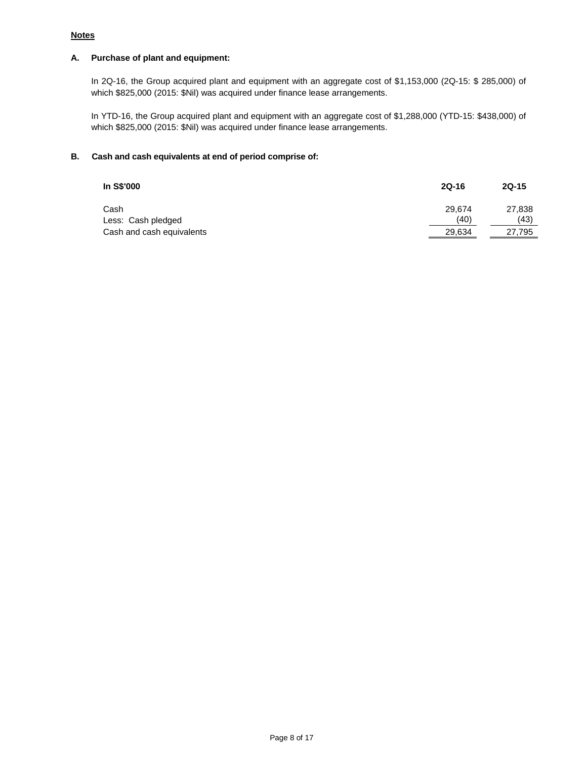**Notes**

**A. Purchase of plant and equipment:**

In 2Q-16, the Group acquired plant and equipment with an aggregate cost of $1,153,000 (2Q-15: $ 285,000) of which $825,000 (2015: $Nil) was acquired under finance lease arrangements.

In YTD-16, the Group acquired plant and equipment with an aggregate cost of $1,288,000 (YTD-15: $438,000) of which $825,000 (2015: $Nil) was acquired under finance lease arrangements.

**B. Cash and cash equivalents at end of period comprise of:**

| In S$'000 | 2Q-16 | 2Q-15 |
|---|---|---|
| Cash | 29,674 | 27,838 |
| Less: Cash pledged | (40) | (43) |
| Cash and cash equivalents | 29,634 | 27,795 |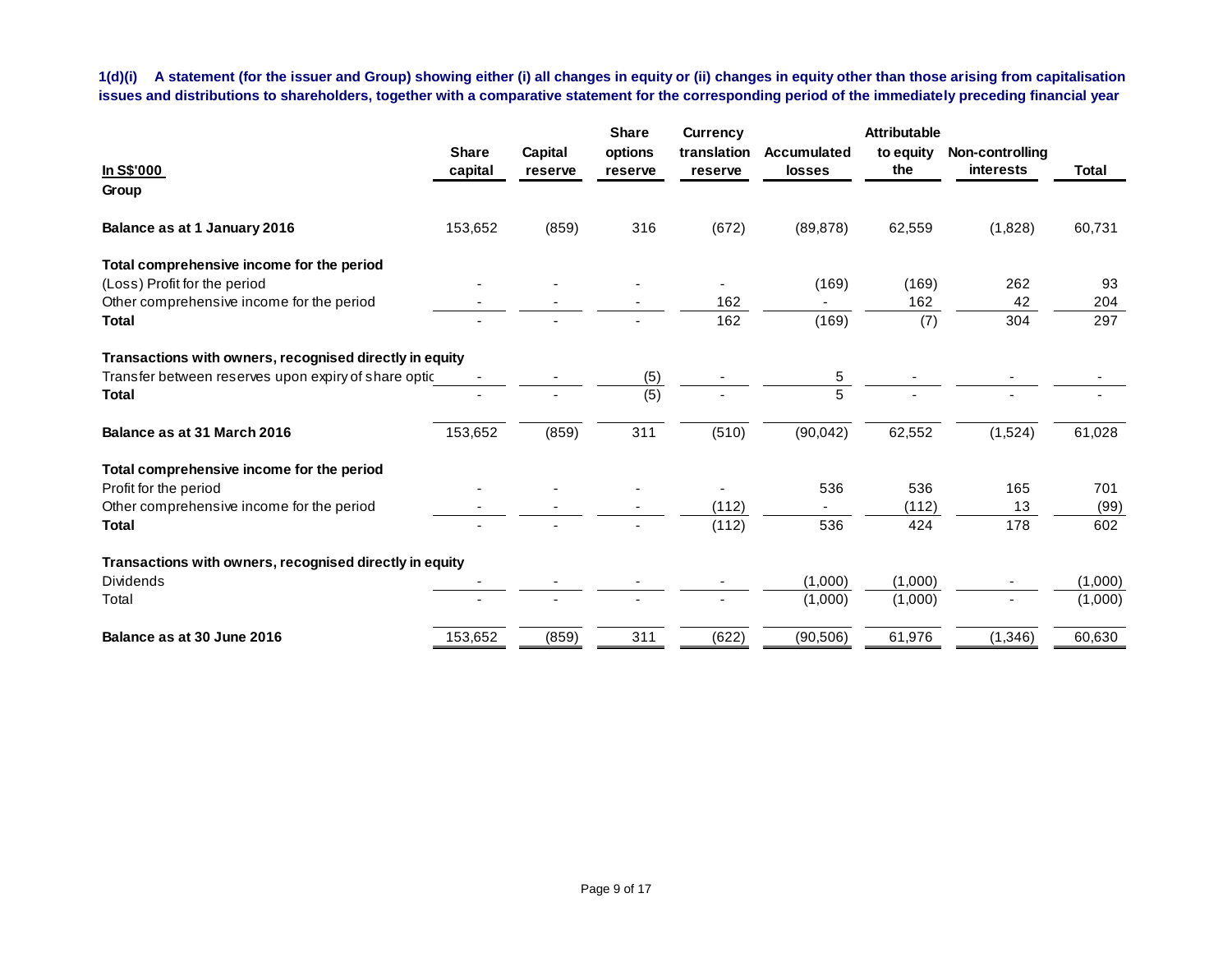**1(d)(i) A statement (for the issuer and Group) showing either (i) all changes in equity or (ii) changes in equity other than those arising from capitalisation issues and distributions to shareholders, together with a comparative statement for the corresponding period of the immediately preceding financial year**

| In S$'000 | Share capital | Capital reserve | Share options reserve | Currency translation reserve | Accumulated losses | Attributable to equity the | Non-controlling interests | Total |
|---|---|---|---|---|---|---|---|---|
| **Group** | | | | | | | | |
| **Balance as at 1 January 2016** | 153,652 | (859) | 316 | (672) | (89,878) | 62,559 | (1,828) | 60,731 |
| **Total comprehensive income for the period** | | | | | | | | |
| (Loss) Profit for the period | - | - | - | - | (169) | (169) | 262 | 93 |
| Other comprehensive income for the period | - | - | - | 162 | - | 162 | 42 | 204 |
| **Total** | - | - | - | 162 | (169) | (7) | 304 | 297 |
| **Transactions with owners, recognised directly in equity** | | | | | | | | |
| Transfer between reserves upon expiry of share optic | - | - | (5) | - | 5 | - | - | - |
| **Total** | - | - | (5) | - | 5 | - | - | - |
| **Balance as at 31 March 2016** | 153,652 | (859) | 311 | (510) | (90,042) | 62,552 | (1,524) | 61,028 |
| **Total comprehensive income for the period** | | | | | | | | |
| Profit for the period | - | - | - | - | 536 | 536 | 165 | 701 |
| Other comprehensive income for the period | - | - | - | (112) | - | (112) | 13 | (99) |
| **Total** | - | - | - | (112) | 536 | 424 | 178 | 602 |
| **Transactions with owners, recognised directly in equity** | | | | | | | | |
| Dividends | - | - | - | - | (1,000) | (1,000) | - | (1,000) |
| Total | - | - | - | - | (1,000) | (1,000) | - | (1,000) |
| **Balance as at 30 June 2016** | 153,652 | (859) | 311 | (622) | (90,506) | 61,976 | (1,346) | 60,630 |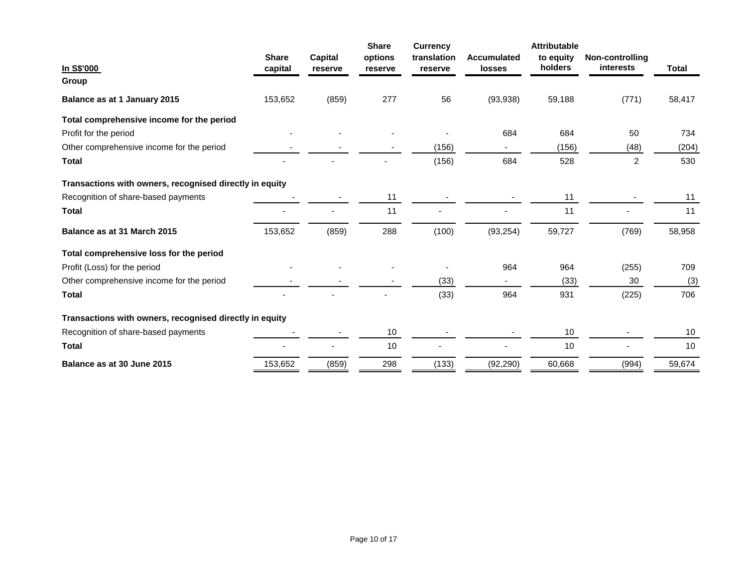| In S$'000 | Share capital | Capital reserve | Share options reserve | Currency translation reserve | Accumulated losses | Attributable to equity holders | Non-controlling interests | Total |
|---|---|---|---|---|---|---|---|---|
| **Group** | | | | | | | | |
| **Balance as at 1 January 2015** | 153,652 | (859) | 277 | 56 | (93,938) | 59,188 | (771) | 58,417 |
| **Total comprehensive income for the period** | | | | | | | | |
| Profit for the period | - | - | - | - | 684 | 684 | 50 | 734 |
| Other comprehensive income for the period | - | - | - | (156) | - | (156) | (48) | (204) |
| **Total** | - | - | - | (156) | 684 | 528 | 2 | 530 |
| **Transactions with owners, recognised directly in equity** | | | | | | | | |
| Recognition of share-based payments | - | - | 11 | - | - | 11 | - | 11 |
| **Total** | - | - | 11 | - | - | 11 | - | 11 |
| **Balance as at 31 March 2015** | 153,652 | (859) | 288 | (100) | (93,254) | 59,727 | (769) | 58,958 |
| **Total comprehensive loss for the period** | | | | | | | | |
| Profit (Loss) for the period | - | - | - | - | 964 | 964 | (255) | 709 |
| Other comprehensive income for the period | - | - | - | (33) | - | (33) | 30 | (3) |
| **Total** | - | - | - | (33) | 964 | 931 | (225) | 706 |
| **Transactions with owners, recognised directly in equity** | | | | | | | | |
| Recognition of share-based payments | - | - | 10 | - | - | 10 | - | 10 |
| **Total** | - | - | 10 | - | - | 10 | - | 10 |
| **Balance as at 30 June 2015** | 153,652 | (859) | 298 | (133) | (92,290) | 60,668 | (994) | 59,674 |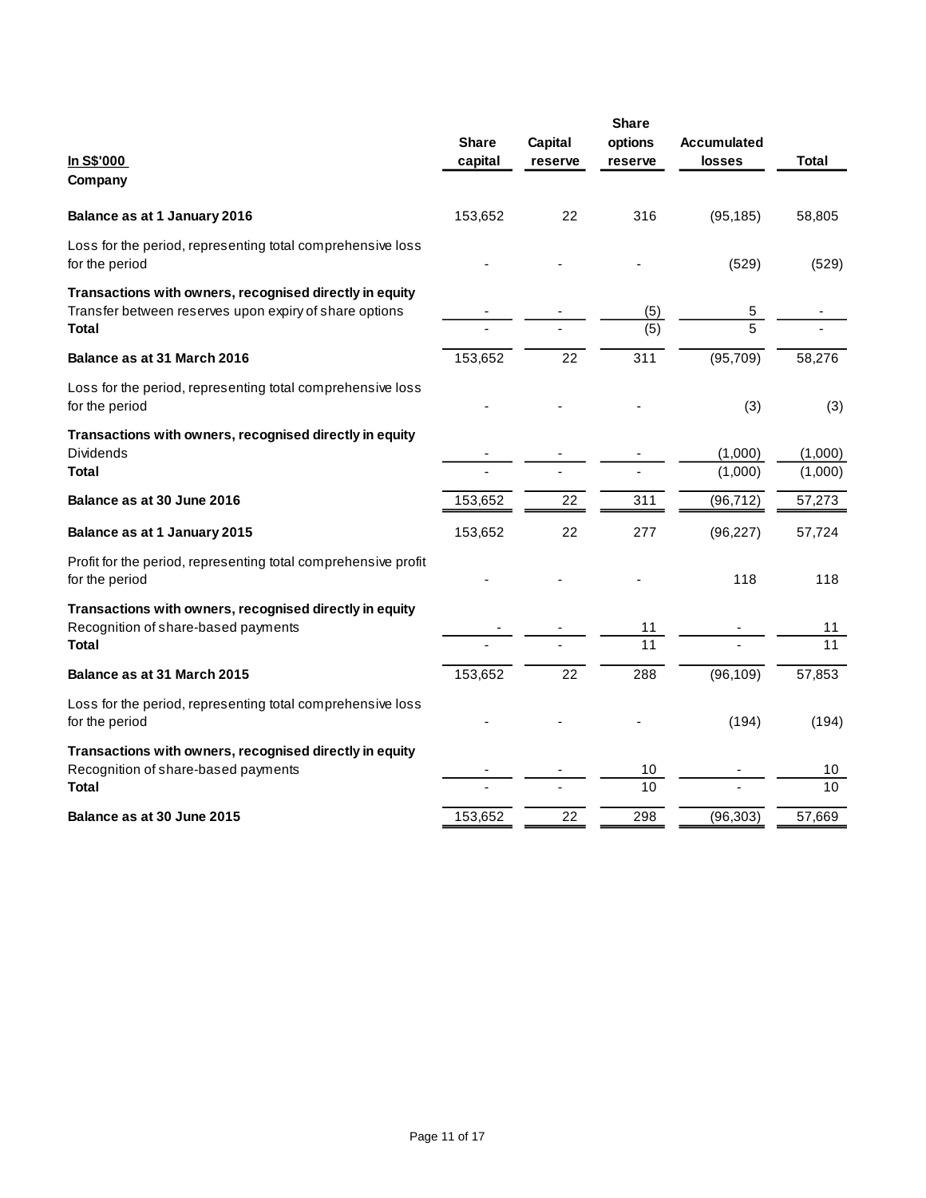| In S$'000 | Share capital | Capital reserve | Share options reserve | Accumulated losses | Total |
|---|---|---|---|---|---|
| **Company** | | | | | |
| **Balance as at 1 January 2016** | 153,652 | 22 | 316 | (95,185) | 58,805 |
| Loss for the period, representing total comprehensive loss for the period | - | - | - | (529) | (529) |
| **Transactions with owners, recognised directly in equity** | | | | | |
| Transfer between reserves upon expiry of share options | - | - | (5) | 5 | - |
| **Total** | - | - | (5) | 5 | - |
| **Balance as at 31 March 2016** | 153,652 | 22 | 311 | (95,709) | 58,276 |
| Loss for the period, representing total comprehensive loss for the period | - | - | - | (3) | (3) |
| **Transactions with owners, recognised directly in equity** | | | | | |
| Dividends | - | - | - | (1,000) | (1,000) |
| **Total** | - | - | - | (1,000) | (1,000) |
| **Balance as at 30 June 2016** | 153,652 | 22 | 311 | (96,712) | 57,273 |
| **Balance as at 1 January 2015** | 153,652 | 22 | 277 | (96,227) | 57,724 |
| Profit for the period, representing total comprehensive profit for the period | - | - | - | 118 | 118 |
| **Transactions with owners, recognised directly in equity** | | | | | |
| Recognition of share-based payments | - | - | 11 | - | 11 |
| **Total** | - | - | 11 | - | 11 |
| **Balance as at 31 March 2015** | 153,652 | 22 | 288 | (96,109) | 57,853 |
| Loss for the period, representing total comprehensive loss for the period | - | - | - | (194) | (194) |
| **Transactions with owners, recognised directly in equity** | | | | | |
| Recognition of share-based payments | - | - | 10 | - | 10 |
| **Total** | - | - | 10 | - | 10 |
| **Balance as at 30 June 2015** | 153,652 | 22 | 298 | (96,303) | 57,669 |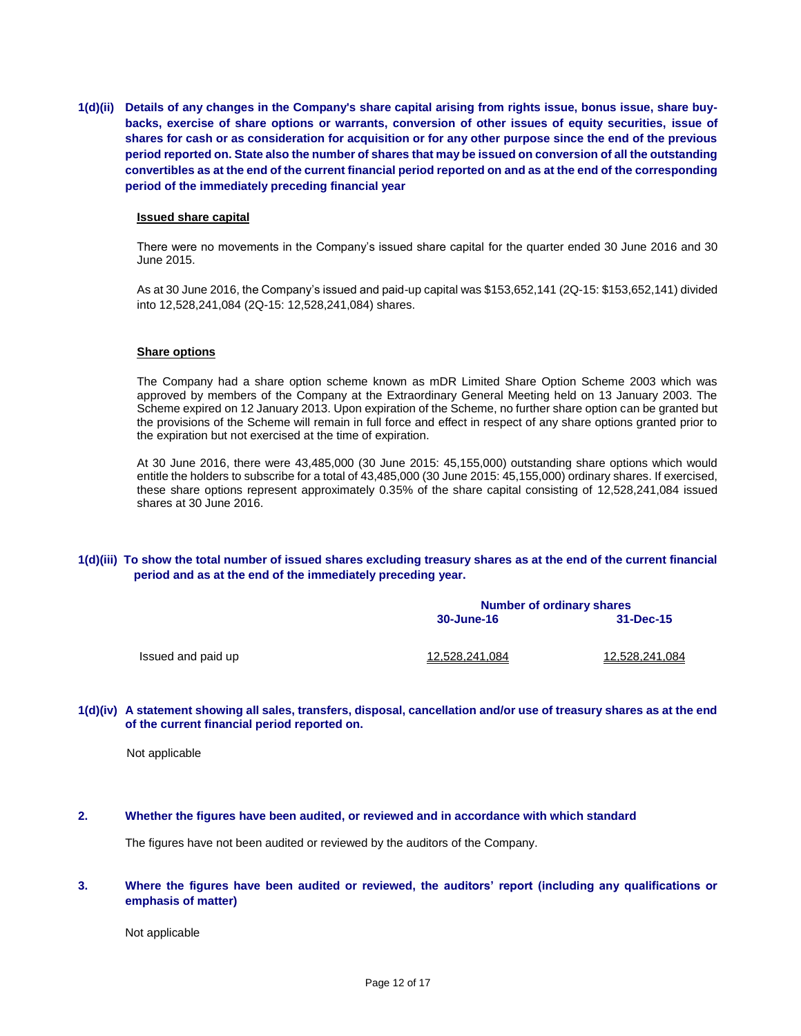**1(d)(ii) Details of any changes in the Company's share capital arising from rights issue, bonus issue, share buy-backs, exercise of share options or warrants, conversion of other issues of equity securities, issue of shares for cash or as consideration for acquisition or for any other purpose since the end of the previous period reported on. State also the number of shares that may be issued on conversion of all the outstanding convertibles as at the end of the current financial period reported on and as at the end of the corresponding period of the immediately preceding financial year**

**Issued share capital**

There were no movements in the Company's issued share capital for the quarter ended 30 June 2016 and 30 June 2015.

As at 30 June 2016, the Company's issued and paid-up capital was $153,652,141 (2Q-15: $153,652,141) divided into 12,528,241,084 (2Q-15: 12,528,241,084) shares.

**Share options**

The Company had a share option scheme known as mDR Limited Share Option Scheme 2003 which was approved by members of the Company at the Extraordinary General Meeting held on 13 January 2003. The Scheme expired on 12 January 2013. Upon expiration of the Scheme, no further share option can be granted but the provisions of the Scheme will remain in full force and effect in respect of any share options granted prior to the expiration but not exercised at the time of expiration.

At 30 June 2016, there were 43,485,000 (30 June 2015: 45,155,000) outstanding share options which would entitle the holders to subscribe for a total of 43,485,000 (30 June 2015: 45,155,000) ordinary shares. If exercised, these share options represent approximately 0.35% of the share capital consisting of 12,528,241,084 issued shares at 30 June 2016.

**1(d)(iii) To show the total number of issued shares excluding treasury shares as at the end of the current financial period and as at the end of the immediately preceding year.**

| | Number of ordinary shares | |
|---|---|---|
| | 30-June-16 | 31-Dec-15 |
| Issued and paid up | 12,528,241,084 | 12,528,241,084 |

**1(d)(iv) A statement showing all sales, transfers, disposal, cancellation and/or use of treasury shares as at the end of the current financial period reported on.**

Not applicable

**2. Whether the figures have been audited, or reviewed and in accordance with which standard**

The figures have not been audited or reviewed by the auditors of the Company.

**3. Where the figures have been audited or reviewed, the auditors' report (including any qualifications or emphasis of matter)**

Not applicable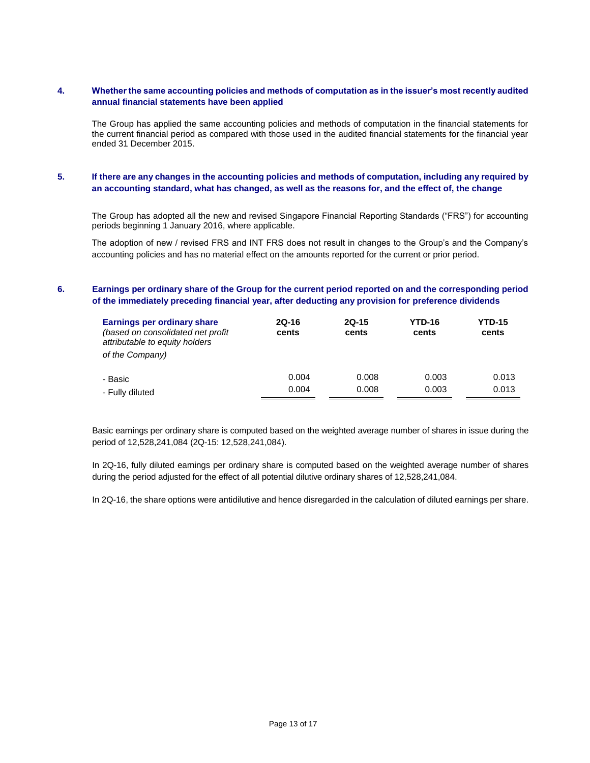**4. Whether the same accounting policies and methods of computation as in the issuer's most recently audited annual financial statements have been applied**

The Group has applied the same accounting policies and methods of computation in the financial statements for the current financial period as compared with those used in the audited financial statements for the financial year ended 31 December 2015.

**5. If there are any changes in the accounting policies and methods of computation, including any required by an accounting standard, what has changed, as well as the reasons for, and the effect of, the change**

The Group has adopted all the new and revised Singapore Financial Reporting Standards ("FRS") for accounting periods beginning 1 January 2016, where applicable.

The adoption of new / revised FRS and INT FRS does not result in changes to the Group's and the Company's accounting policies and has no material effect on the amounts reported for the current or prior period.

**6. Earnings per ordinary share of the Group for the current period reported on and the corresponding period of the immediately preceding financial year, after deducting any provision for preference dividends**

| **Earnings per ordinary share** *(based on consolidated net profit attributable to equity holders of the Company)* | **2Q-16 cents** | **2Q-15 cents** | **YTD-16 cents** | **YTD-15 cents** |
|---|---|---|---|---|
| - Basic | 0.004 | 0.008 | 0.003 | 0.013 |
| - Fully diluted | 0.004 | 0.008 | 0.003 | 0.013 |

Basic earnings per ordinary share is computed based on the weighted average number of shares in issue during the period of 12,528,241,084 (2Q-15: 12,528,241,084).

In 2Q-16, fully diluted earnings per ordinary share is computed based on the weighted average number of shares during the period adjusted for the effect of all potential dilutive ordinary shares of 12,528,241,084.

In 2Q-16, the share options were antidilutive and hence disregarded in the calculation of diluted earnings per share.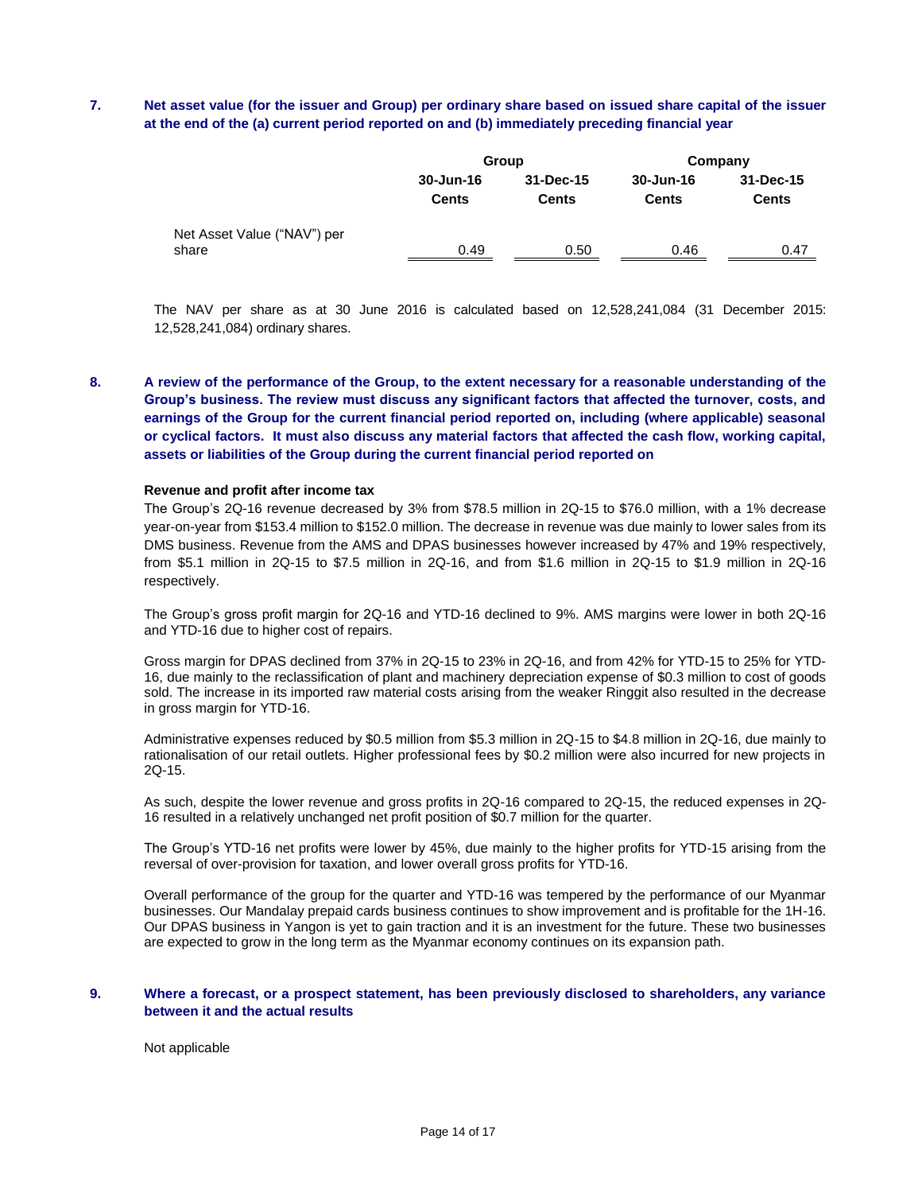## 7. Net asset value (for the issuer and Group) per ordinary share based on issued share capital of the issuer at the end of the (a) current period reported on and (b) immediately preceding financial year

| | Group | | Company | |
|---|---|---|---|---|
| | 30-Jun-16 Cents | 31-Dec-15 Cents | 30-Jun-16 Cents | 31-Dec-15 Cents |
| Net Asset Value ("NAV") per share | 0.49 | 0.50 | 0.46 | 0.47 |

The NAV per share as at 30 June 2016 is calculated based on 12,528,241,084 (31 December 2015: 12,528,241,084) ordinary shares.

## 8. A review of the performance of the Group, to the extent necessary for a reasonable understanding of the Group's business. The review must discuss any significant factors that affected the turnover, costs, and earnings of the Group for the current financial period reported on, including (where applicable) seasonal or cyclical factors. It must also discuss any material factors that affected the cash flow, working capital, assets or liabilities of the Group during the current financial period reported on

**Revenue and profit after income tax**

The Group's 2Q-16 revenue decreased by 3% from $78.5 million in 2Q-15 to $76.0 million, with a 1% decrease year-on-year from $153.4 million to $152.0 million. The decrease in revenue was due mainly to lower sales from its DMS business. Revenue from the AMS and DPAS businesses however increased by 47% and 19% respectively, from $5.1 million in 2Q-15 to $7.5 million in 2Q-16, and from $1.6 million in 2Q-15 to $1.9 million in 2Q-16 respectively.

The Group's gross profit margin for 2Q-16 and YTD-16 declined to 9%. AMS margins were lower in both 2Q-16 and YTD-16 due to higher cost of repairs.

Gross margin for DPAS declined from 37% in 2Q-15 to 23% in 2Q-16, and from 42% for YTD-15 to 25% for YTD-16, due mainly to the reclassification of plant and machinery depreciation expense of $0.3 million to cost of goods sold. The increase in its imported raw material costs arising from the weaker Ringgit also resulted in the decrease in gross margin for YTD-16.

Administrative expenses reduced by $0.5 million from $5.3 million in 2Q-15 to $4.8 million in 2Q-16, due mainly to rationalisation of our retail outlets. Higher professional fees by $0.2 million were also incurred for new projects in 2Q-15.

As such, despite the lower revenue and gross profits in 2Q-16 compared to 2Q-15, the reduced expenses in 2Q-16 resulted in a relatively unchanged net profit position of $0.7 million for the quarter.

The Group's YTD-16 net profits were lower by 45%, due mainly to the higher profits for YTD-15 arising from the reversal of over-provision for taxation, and lower overall gross profits for YTD-16.

Overall performance of the group for the quarter and YTD-16 was tempered by the performance of our Myanmar businesses. Our Mandalay prepaid cards business continues to show improvement and is profitable for the 1H-16. Our DPAS business in Yangon is yet to gain traction and it is an investment for the future. These two businesses are expected to grow in the long term as the Myanmar economy continues on its expansion path.

## 9. Where a forecast, or a prospect statement, has been previously disclosed to shareholders, any variance between it and the actual results

Not applicable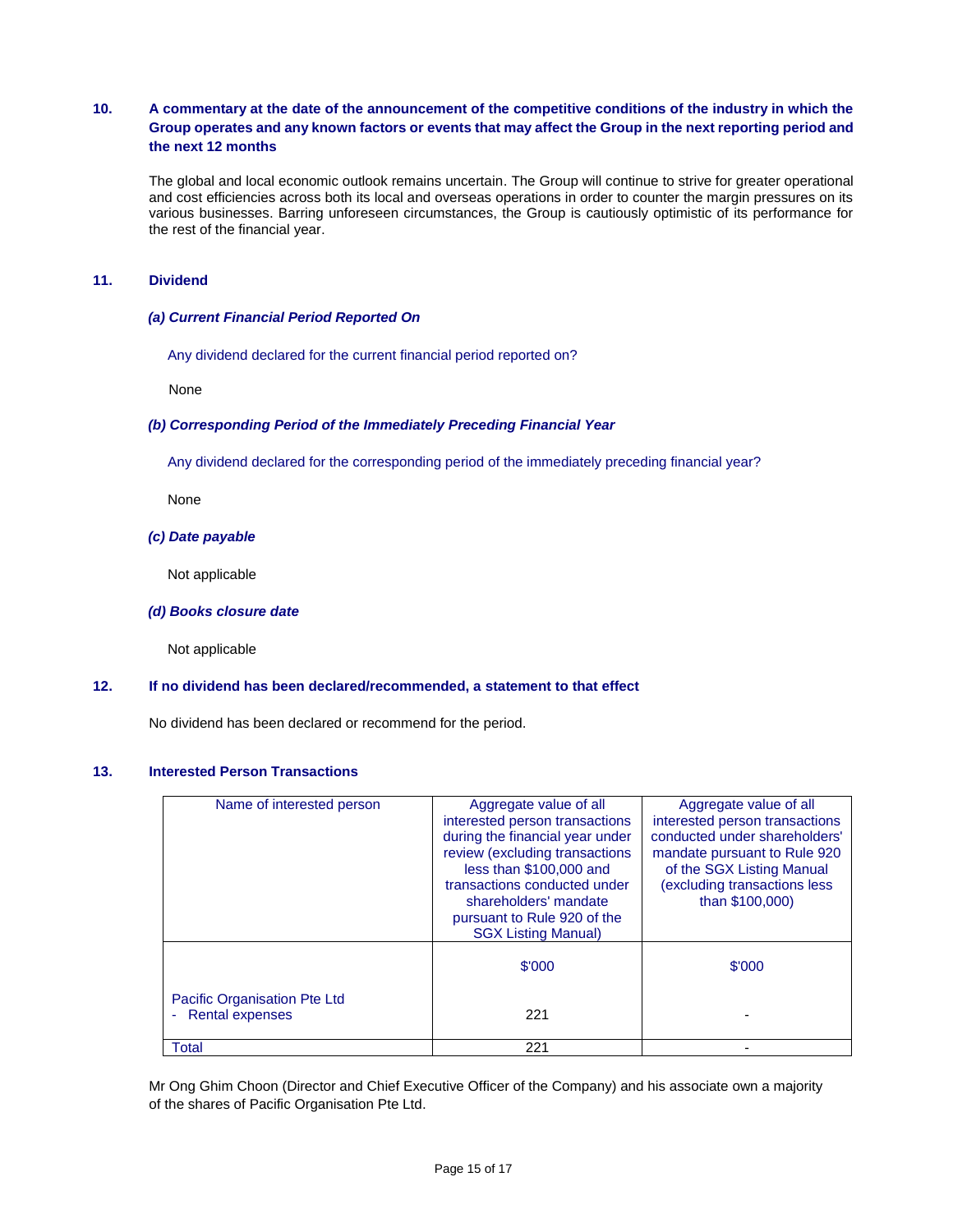## 10. A commentary at the date of the announcement of the competitive conditions of the industry in which the Group operates and any known factors or events that may affect the Group in the next reporting period and the next 12 months

The global and local economic outlook remains uncertain. The Group will continue to strive for greater operational and cost efficiencies across both its local and overseas operations in order to counter the margin pressures on its various businesses. Barring unforeseen circumstances, the Group is cautiously optimistic of its performance for the rest of the financial year.

## 11. Dividend

### *(a) Current Financial Period Reported On*

Any dividend declared for the current financial period reported on?

None

### *(b) Corresponding Period of the Immediately Preceding Financial Year*

Any dividend declared for the corresponding period of the immediately preceding financial year?

None

### *(c) Date payable*

Not applicable

### *(d) Books closure date*

Not applicable

## 12. If no dividend has been declared/recommended, a statement to that effect

No dividend has been declared or recommend for the period.

## 13. Interested Person Transactions

| Name of interested person | Aggregate value of all interested person transactions during the financial year under review (excluding transactions less than $100,000 and transactions conducted under shareholders' mandate pursuant to Rule 920 of the SGX Listing Manual) | Aggregate value of all interested person transactions conducted under shareholders' mandate pursuant to Rule 920 of the SGX Listing Manual (excluding transactions less than $100,000) |
|---|---|---|
| | $'000 | $'000 |
| Pacific Organisation Pte Ltd<br>- Rental expenses | 221 | - |
| Total | 221 | - |

Mr Ong Ghim Choon (Director and Chief Executive Officer of the Company) and his associate own a majority of the shares of Pacific Organisation Pte Ltd.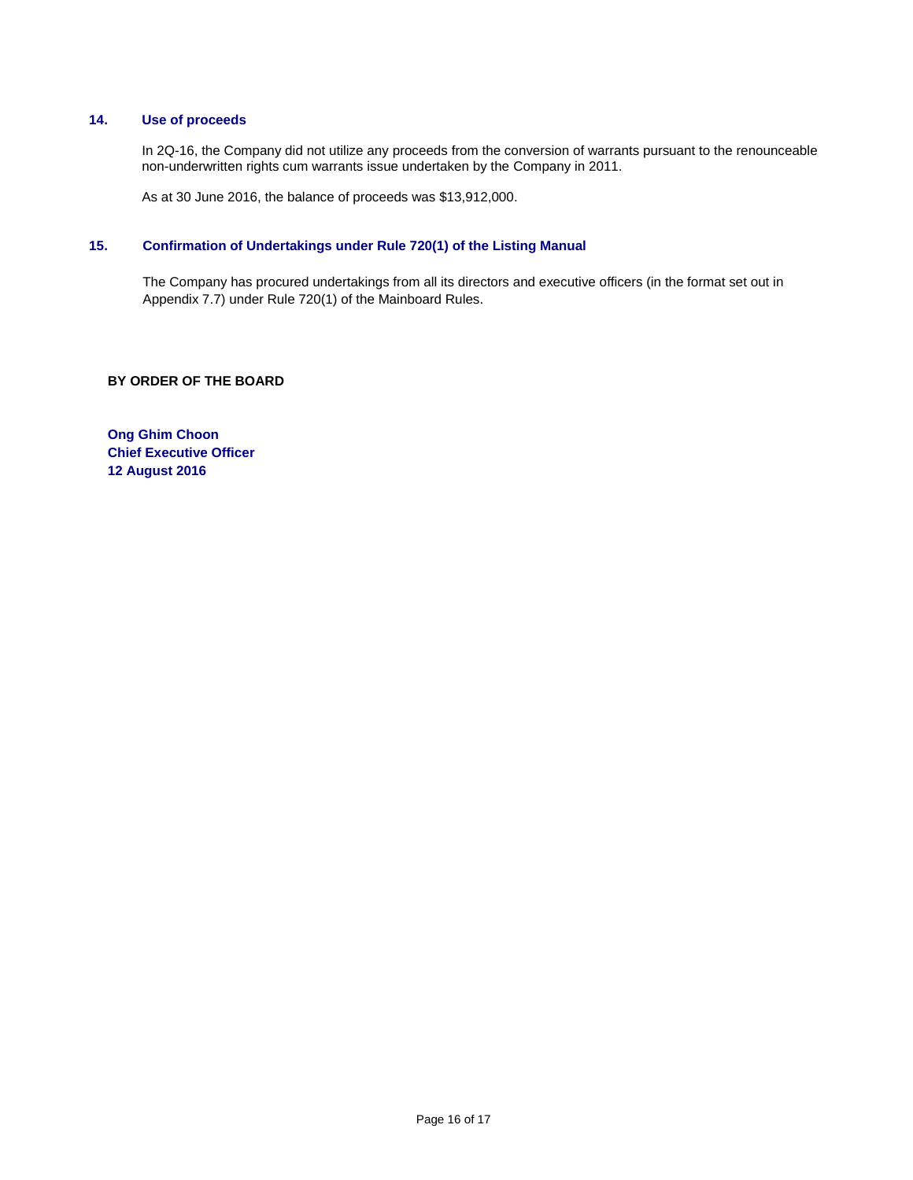## 14. Use of proceeds

In 2Q-16, the Company did not utilize any proceeds from the conversion of warrants pursuant to the renounceable non-underwritten rights cum warrants issue undertaken by the Company in 2011.

As at 30 June 2016, the balance of proceeds was $13,912,000.

## 15. Confirmation of Undertakings under Rule 720(1) of the Listing Manual

The Company has procured undertakings from all its directors and executive officers (in the format set out in Appendix 7.7) under Rule 720(1) of the Mainboard Rules.

**BY ORDER OF THE BOARD**

**Ong Ghim Choon**
**Chief Executive Officer**
**12 August 2016**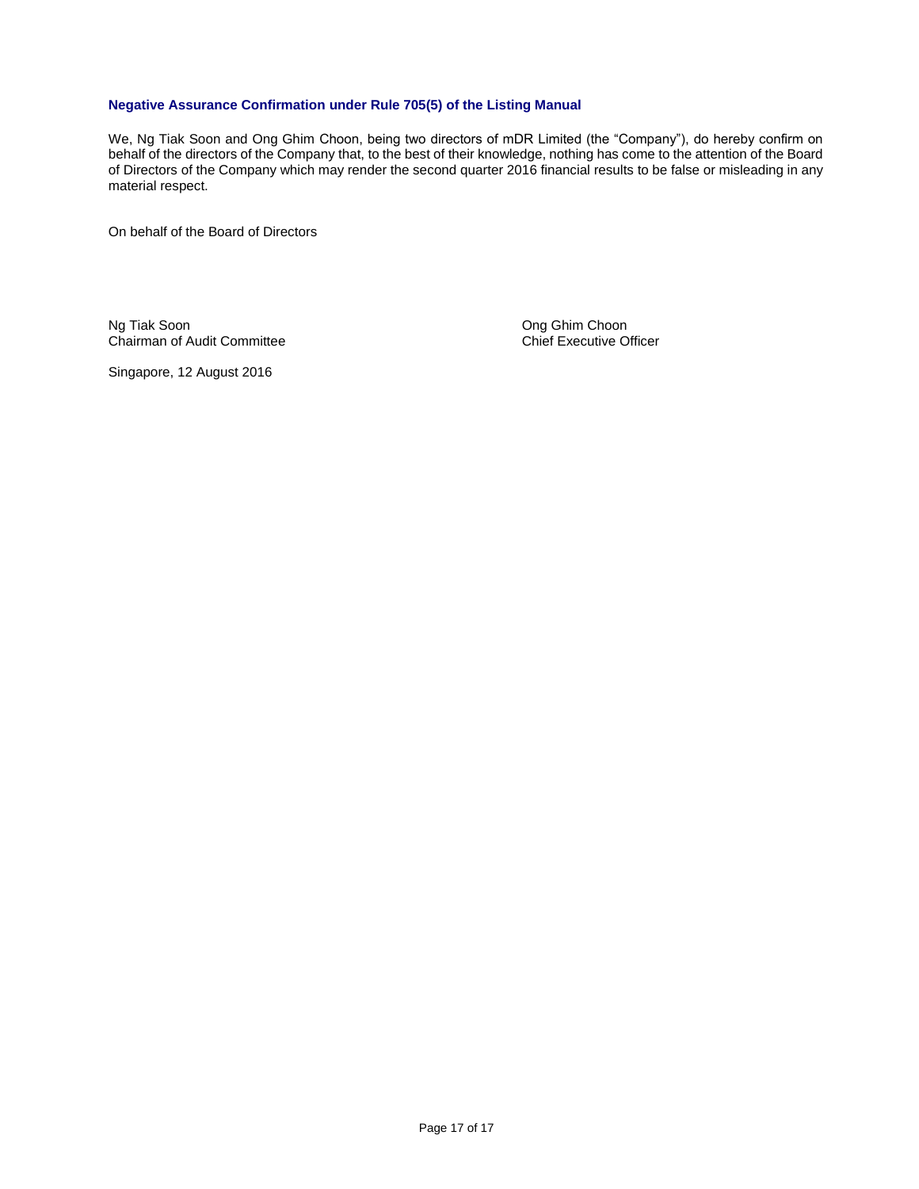**Negative Assurance Confirmation under Rule 705(5) of the Listing Manual**

We, Ng Tiak Soon and Ong Ghim Choon, being two directors of mDR Limited (the "Company"), do hereby confirm on behalf of the directors of the Company that, to the best of their knowledge, nothing has come to the attention of the Board of Directors of the Company which may render the second quarter 2016 financial results to be false or misleading in any material respect.

On behalf of the Board of Directors

Ng Tiak Soon
Chairman of Audit Committee

Ong Ghim Choon
Chief Executive Officer

Singapore, 12 August 2016